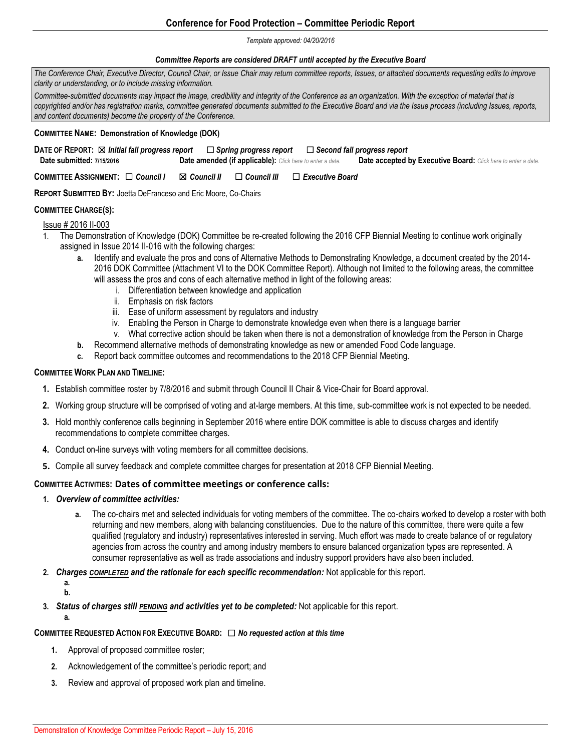# Conference for Food Protection – Committee Periodic Report

*Template approved: 04/20/2016*

***Committee Reports are considered DRAFT until accepted by the Executive Board***

*The Conference Chair, Executive Director, Council Chair, or Issue Chair may return committee reports, Issues, or attached documents requesting edits to improve clarity or understanding, or to include missing information.*

*Committee-submitted documents may impact the image, credibility and integrity of the Conference as an organization. With the exception of material that is copyrighted and/or has registration marks, committee generated documents submitted to the Executive Board and via the Issue process (including Issues, reports, and content documents) become the property of the Conference.*

**COMMITTEE NAME: Demonstration of Knowledge (DOK)**

**DATE OF REPORT:** ☒ ***Initial fall progress report*** ☐ ***Spring progress report*** ☐ ***Second fall progress report***

**Date submitted: 7/15/2016** **Date amended (if applicable):** *Click here to enter a date.* **Date accepted by Executive Board:** *Click here to enter a date.*

**COMMITTEE ASSIGNMENT:** ☐ ***Council I*** ☒ ***Council II*** ☐ ***Council III*** ☐ ***Executive Board***

**REPORT SUBMITTED BY:** Joetta DeFranceso and Eric Moore, Co-Chairs

**COMMITTEE CHARGE(S):**

Issue # 2016 II-003

1. The Demonstration of Knowledge (DOK) Committee be re-created following the 2016 CFP Biennial Meeting to continue work originally assigned in Issue 2014 II-016 with the following charges:
   - **a.** Identify and evaluate the pros and cons of Alternative Methods to Demonstrating Knowledge, a document created by the 2014-2016 DOK Committee (Attachment VI to the DOK Committee Report). Although not limited to the following areas, the committee will assess the pros and cons of each alternative method in light of the following areas:
     - i. Differentiation between knowledge and application
     - ii. Emphasis on risk factors
     - iii. Ease of uniform assessment by regulators and industry
     - iv. Enabling the Person in Charge to demonstrate knowledge even when there is a language barrier
     - v. What corrective action should be taken when there is not a demonstration of knowledge from the Person in Charge
   - **b.** Recommend alternative methods of demonstrating knowledge as new or amended Food Code language.
   - **c.** Report back committee outcomes and recommendations to the 2018 CFP Biennial Meeting.

**COMMITTEE WORK PLAN AND TIMELINE:**

1. Establish committee roster by 7/8/2016 and submit through Council II Chair & Vice-Chair for Board approval.
2. Working group structure will be comprised of voting and at-large members. At this time, sub-committee work is not expected to be needed.
3. Hold monthly conference calls beginning in September 2016 where entire DOK committee is able to discuss charges and identify recommendations to complete committee charges.
4. Conduct on-line surveys with voting members for all committee decisions.
5. Compile all survey feedback and complete committee charges for presentation at 2018 CFP Biennial Meeting.

**COMMITTEE ACTIVITIES: Dates of committee meetings or conference calls:**

1. ***Overview of committee activities:***
   - **a.** The co-chairs met and selected individuals for voting members of the committee. The co-chairs worked to develop a roster with both returning and new members, along with balancing constituencies. Due to the nature of this committee, there were quite a few qualified (regulatory and industry) representatives interested in serving. Much effort was made to create balance of or regulatory agencies from across the country and among industry members to ensure balanced organization types are represented. A consumer representative as well as trade associations and industry support providers have also been included.
2. ***Charges COMPLETED and the rationale for each specific recommendation:*** Not applicable for this report.
   - **a.**
   - **b.**
3. ***Status of charges still PENDING and activities yet to be completed:*** Not applicable for this report.
   - **a.**

**COMMITTEE REQUESTED ACTION FOR EXECUTIVE BOARD:** ☐ ***No requested action at this time***

1. Approval of proposed committee roster;
2. Acknowledgement of the committee's periodic report; and
3. Review and approval of proposed work plan and timeline.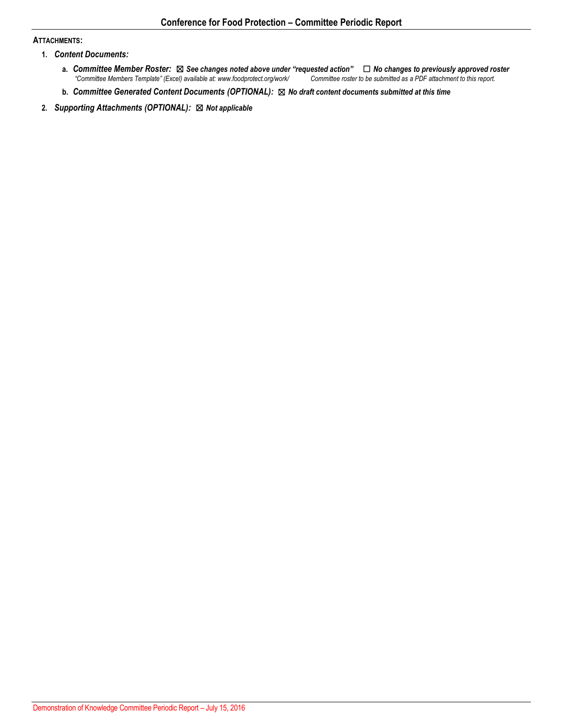**ATTACHMENTS:**

1. ***Content Documents:***
   a. ***Committee Member Roster:*** ☒ ***See changes noted above under "requested action"*** ☐ ***No changes to previously approved roster***
   *"Committee Members Template" (Excel) available at: www.foodprotect.org/work/* *Committee roster to be submitted as a PDF attachment to this report.*
   b. ***Committee Generated Content Documents (OPTIONAL):*** ☒ ***No draft content documents submitted at this time***
2. ***Supporting Attachments (OPTIONAL):*** ☒ ***Not applicable***